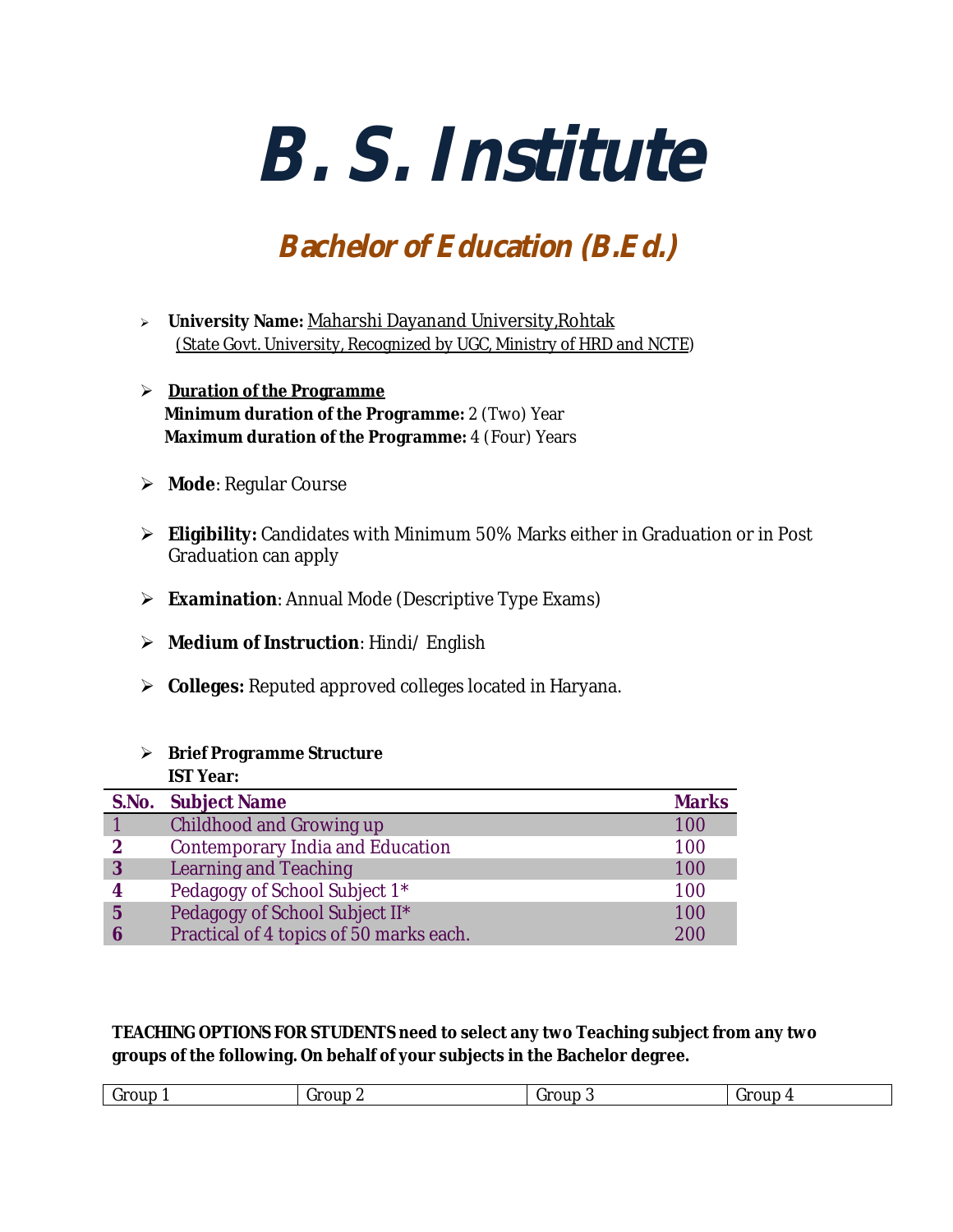# B. S. Institute

## Bachelor of Education (B.Ed.)

- **University Name:** Maharshi Dayanand University,Rohtak
  (State Govt. University, Recognized by UGC, Ministry of HRD and NCTE)

- **Duration of the Programme**
  **Minimum duration of the Programme:** 2 (Two) Year
  **Maximum duration of the Programme:** 4 (Four) Years

- **Mode**: Regular Course

- **Eligibility:** Candidates with Minimum 50% Marks either in Graduation or in Post Graduation can apply

- **Examination**: Annual Mode (Descriptive Type Exams)

- **Medium of Instruction**: Hindi/ English

- **Colleges:** Reputed approved colleges located in Haryana.

- **Brief Programme Structure**
  **IST Year:**

| S.No. | Subject Name | Marks |
|---|---|---|
| 1 | Childhood and Growing up | 100 |
| 2 | Contemporary India and Education | 100 |
| 3 | Learning and Teaching | 100 |
| 4 | Pedagogy of School Subject 1* | 100 |
| 5 | Pedagogy of School Subject II* | 100 |
| 6 | Practical of 4 topics of 50 marks each. | 200 |

**TEACHING OPTIONS FOR STUDENTS need to select any two Teaching subject from any two groups of the following. On behalf of your subjects in the Bachelor degree.**

| Group 1 | Group 2 | Group 3 | Group 4 |
|---|---|---|---|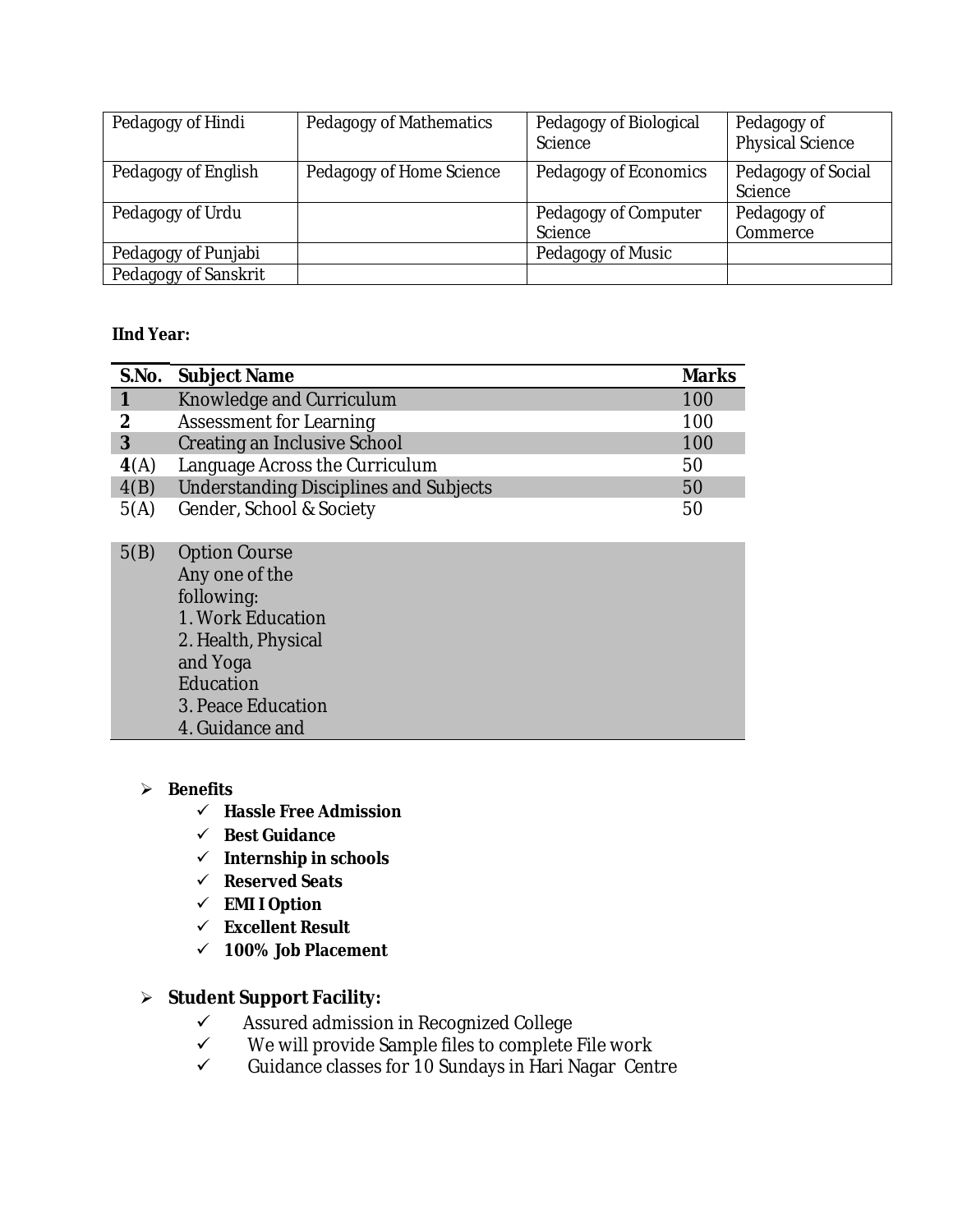| Pedagogy of Hindi | Pedagogy of Mathematics | Pedagogy of Biological Science | Pedagogy of Physical Science |
|---|---|---|---|
| Pedagogy of English | Pedagogy of Home Science | Pedagogy of Economics | Pedagogy of Social Science |
| Pedagogy of Urdu | | Pedagogy of Computer Science | Pedagogy of Commerce |
| Pedagogy of Punjabi | | Pedagogy of Music | |
| Pedagogy of Sanskrit | | | |

**IInd Year:**

| S.No. | Subject Name | Marks |
|---|---|---|
| **1** | Knowledge and Curriculum | 100 |
| **2** | Assessment for Learning | 100 |
| **3** | Creating an Inclusive School | 100 |
| **4**(A) | Language Across the Curriculum | 50 |
| 4(B) | Understanding Disciplines and Subjects | 50 |
| 5(A) | Gender, School & Society | 50 |
| 5(B) | Option Course Any one of the following: 1. Work Education 2. Health, Physical and Yoga Education 3. Peace Education 4. Guidance and | |

- **Benefits**
  - ✓ **Hassle Free Admission**
  - ✓ **Best Guidance**
  - ✓ **Internship in schools**
  - ✓ **Reserved Seats**
  - ✓ **EMI I Option**
  - ✓ **Excellent Result**
  - ✓ **100% Job Placement**

- **Student Support Facility:**
  - ✓ Assured admission in Recognized College
  - ✓ We will provide Sample files to complete File work
  - ✓ Guidance classes for 10 Sundays in Hari Nagar Centre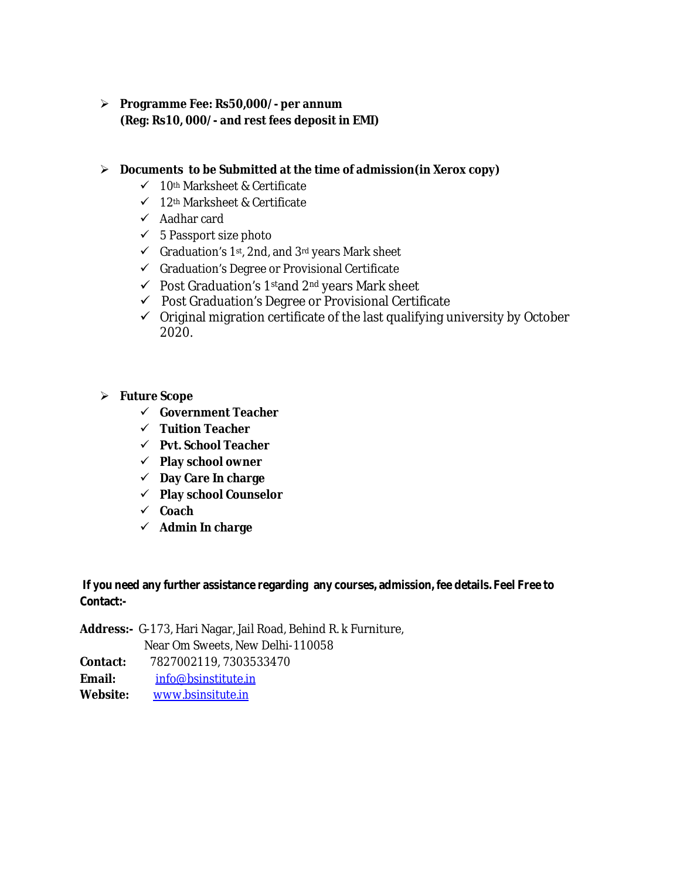- **Programme Fee: Rs50,000/- per annum**
  **(Reg: Rs10, 000/- and rest fees deposit in EMI)**

- **Documents to be Submitted at the time of admission(in Xerox copy)**
  - ✓ 10th Marksheet & Certificate
  - ✓ 12th Marksheet & Certificate
  - ✓ Aadhar card
  - ✓ 5 Passport size photo
  - ✓ Graduation's 1st, 2nd, and 3rd years Mark sheet
  - ✓ Graduation's Degree or Provisional Certificate
  - ✓ Post Graduation's 1st and 2nd years Mark sheet
  - ✓ Post Graduation's Degree or Provisional Certificate
  - ✓ Original migration certificate of the last qualifying university by October 2020.

- **Future Scope**
  - ✓ **Government Teacher**
  - ✓ **Tuition Teacher**
  - ✓ **Pvt. School Teacher**
  - ✓ **Play school owner**
  - ✓ **Day Care In charge**
  - ✓ **Play school Counselor**
  - ✓ **Coach**
  - ✓ **Admin In charge**

**If you need any further assistance regarding any courses, admission, fee details. Feel Free to Contact:-**

**Address:-** G-173, Hari Nagar, Jail Road, Behind R. k Furniture,
Near Om Sweets, New Delhi-110058

**Contact:** 7827002119, 7303533470

**Email:** info@bsinstitute.in

**Website:** www.bsinsitute.in